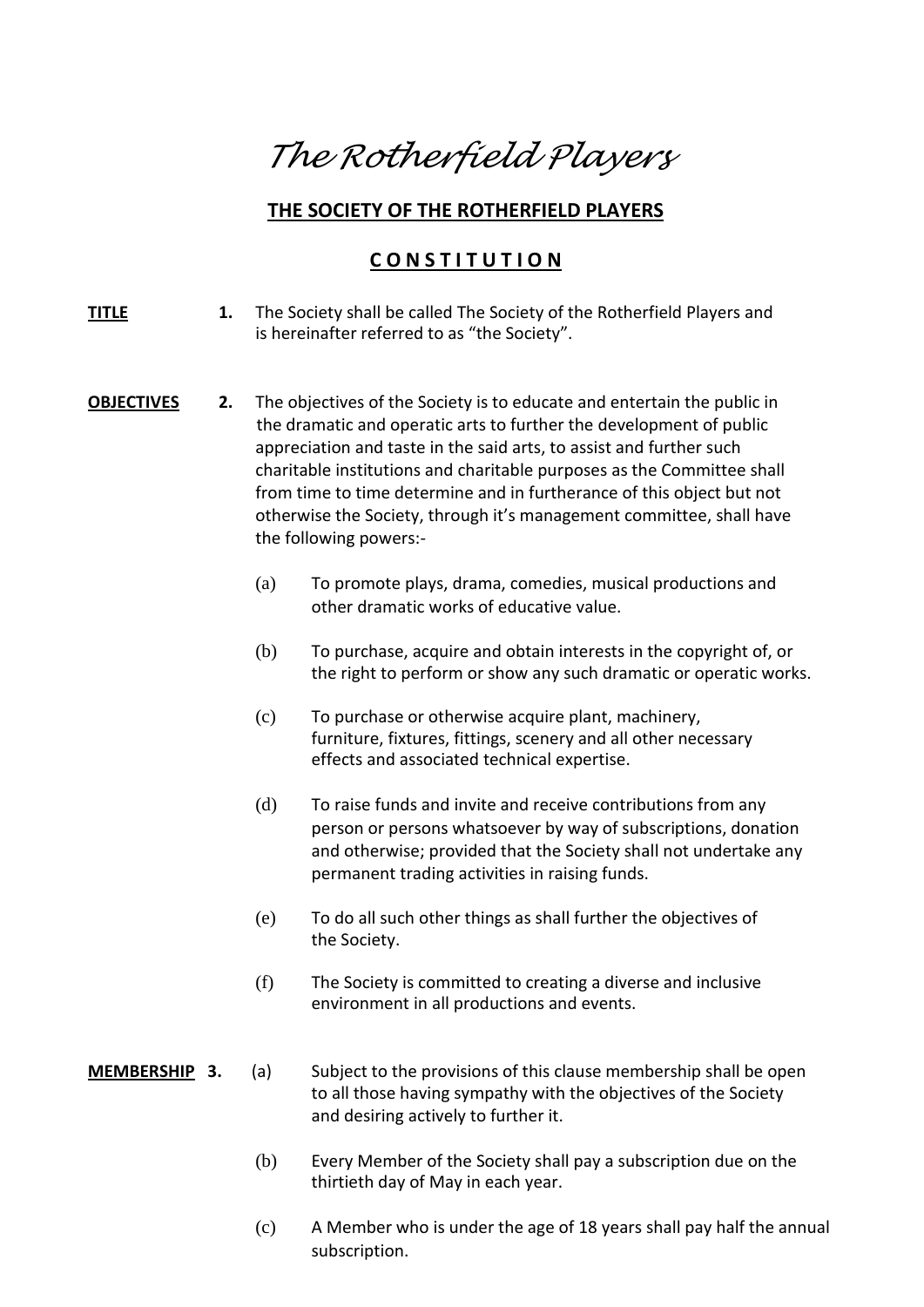# *The Rotherfield Players*

## THE SOCIETY OF THE ROTHERFIELD PLAYERS

## C O N S T I T U T I O N

**TITLE**

**1.** The Society shall be called The Society of the Rotherfield Players and is hereinafter referred to as "the Society".

**OBJECTIVES**

**2.** The objectives of the Society is to educate and entertain the public in the dramatic and operatic arts to further the development of public appreciation and taste in the said arts, to assist and further such charitable institutions and charitable purposes as the Committee shall from time to time determine and in furtherance of this object but not otherwise the Society, through it's management committee, shall have the following powers:-

(a) To promote plays, drama, comedies, musical productions and other dramatic works of educative value.

(b) To purchase, acquire and obtain interests in the copyright of, or the right to perform or show any such dramatic or operatic works.

(c) To purchase or otherwise acquire plant, machinery, furniture, fixtures, fittings, scenery and all other necessary effects and associated technical expertise.

(d) To raise funds and invite and receive contributions from any person or persons whatsoever by way of subscriptions, donation and otherwise; provided that the Society shall not undertake any permanent trading activities in raising funds.

(e) To do all such other things as shall further the objectives of the Society.

(f) The Society is committed to creating a diverse and inclusive environment in all productions and events.

**MEMBERSHIP**

**3.** (a) Subject to the provisions of this clause membership shall be open to all those having sympathy with the objectives of the Society and desiring actively to further it.

(b) Every Member of the Society shall pay a subscription due on the thirtieth day of May in each year.

(c) A Member who is under the age of 18 years shall pay half the annual subscription.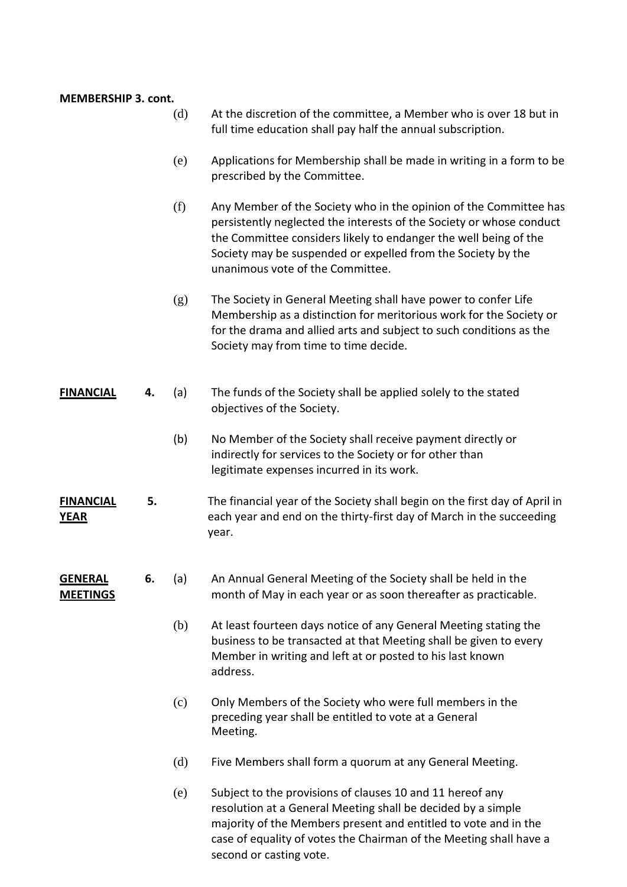**MEMBERSHIP 3. cont.**

(d) At the discretion of the committee, a Member who is over 18 but in full time education shall pay half the annual subscription.

(e) Applications for Membership shall be made in writing in a form to be prescribed by the Committee.

(f) Any Member of the Society who in the opinion of the Committee has persistently neglected the interests of the Society or whose conduct the Committee considers likely to endanger the well being of the Society may be suspended or expelled from the Society by the unanimous vote of the Committee.

(g) The Society in General Meeting shall have power to confer Life Membership as a distinction for meritorious work for the Society or for the drama and allied arts and subject to such conditions as the Society may from time to time decide.

**FINANCIAL** **4.** (a) The funds of the Society shall be applied solely to the stated objectives of the Society.

(b) No Member of the Society shall receive payment directly or indirectly for services to the Society or for other than legitimate expenses incurred in its work.

**FINANCIAL YEAR** **5.** The financial year of the Society shall begin on the first day of April in each year and end on the thirty-first day of March in the succeeding year.

**GENERAL MEETINGS** **6.** (a) An Annual General Meeting of the Society shall be held in the month of May in each year or as soon thereafter as practicable.

(b) At least fourteen days notice of any General Meeting stating the business to be transacted at that Meeting shall be given to every Member in writing and left at or posted to his last known address.

(c) Only Members of the Society who were full members in the preceding year shall be entitled to vote at a General Meeting.

(d) Five Members shall form a quorum at any General Meeting.

(e) Subject to the provisions of clauses 10 and 11 hereof any resolution at a General Meeting shall be decided by a simple majority of the Members present and entitled to vote and in the case of equality of votes the Chairman of the Meeting shall have a second or casting vote.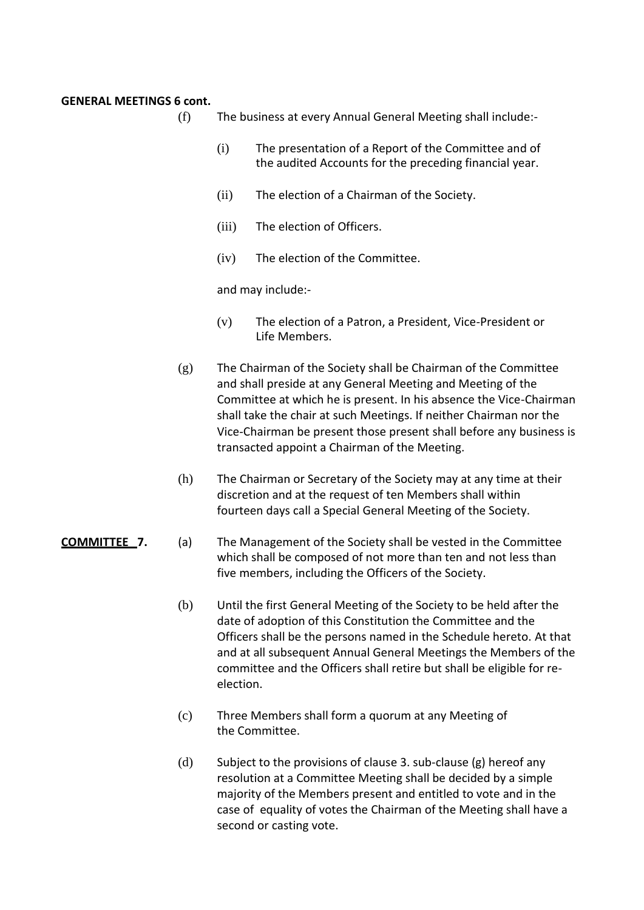**GENERAL MEETINGS 6 cont.**

(f) The business at every Annual General Meeting shall include:-

- (i) The presentation of a Report of the Committee and of the audited Accounts for the preceding financial year.
- (ii) The election of a Chairman of the Society.
- (iii) The election of Officers.
- (iv) The election of the Committee.

and may include:-

- (v) The election of a Patron, a President, Vice-President or Life Members.

(g) The Chairman of the Society shall be Chairman of the Committee and shall preside at any General Meeting and Meeting of the Committee at which he is present. In his absence the Vice-Chairman shall take the chair at such Meetings. If neither Chairman nor the Vice-Chairman be present those present shall before any business is transacted appoint a Chairman of the Meeting.

(h) The Chairman or Secretary of the Society may at any time at their discretion and at the request of ten Members shall within fourteen days call a Special General Meeting of the Society.

**COMMITTEE 7.**

(a) The Management of the Society shall be vested in the Committee which shall be composed of not more than ten and not less than five members, including the Officers of the Society.

(b) Until the first General Meeting of the Society to be held after the date of adoption of this Constitution the Committee and the Officers shall be the persons named in the Schedule hereto. At that and at all subsequent Annual General Meetings the Members of the committee and the Officers shall retire but shall be eligible for re-election.

(c) Three Members shall form a quorum at any Meeting of the Committee.

(d) Subject to the provisions of clause 3. sub-clause (g) hereof any resolution at a Committee Meeting shall be decided by a simple majority of the Members present and entitled to vote and in the case of equality of votes the Chairman of the Meeting shall have a second or casting vote.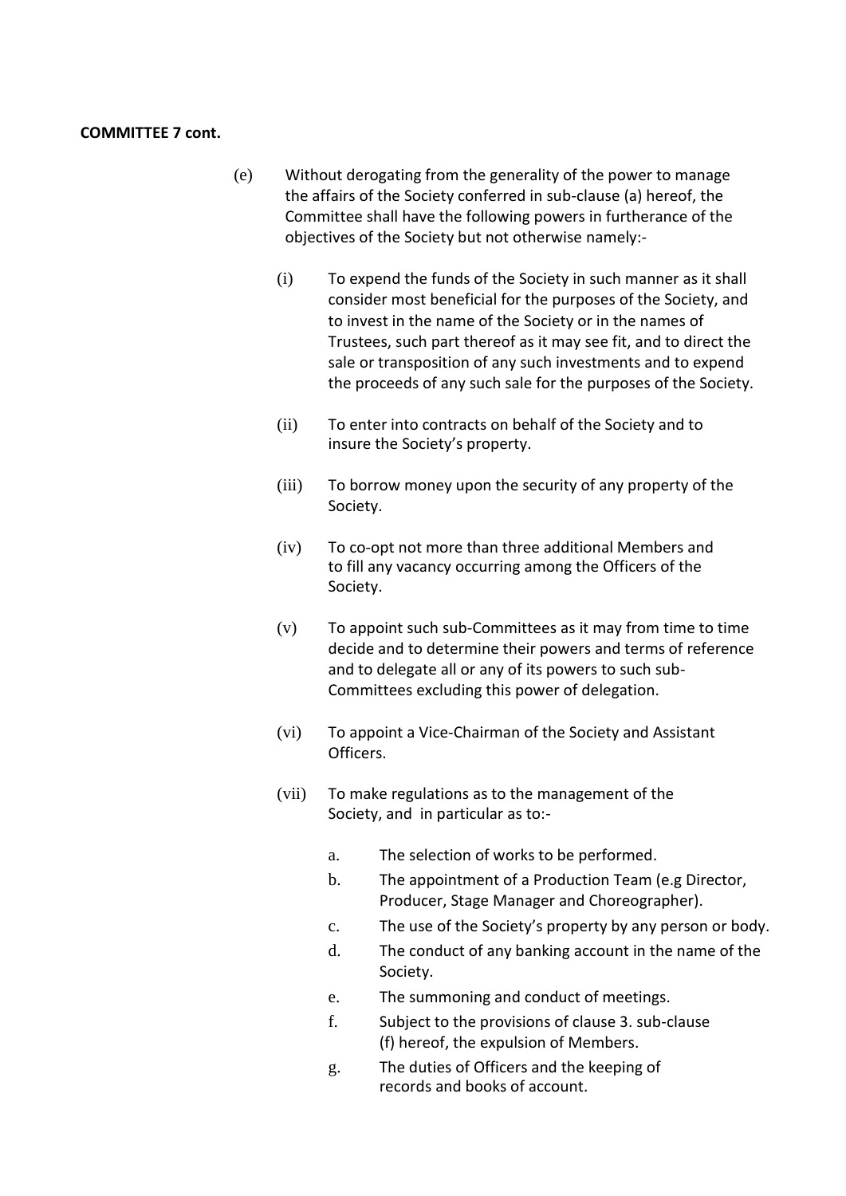**COMMITTEE 7 cont.**

(e) Without derogating from the generality of the power to manage the affairs of the Society conferred in sub-clause (a) hereof, the Committee shall have the following powers in furtherance of the objectives of the Society but not otherwise namely:-

(i) To expend the funds of the Society in such manner as it shall consider most beneficial for the purposes of the Society, and to invest in the name of the Society or in the names of Trustees, such part thereof as it may see fit, and to direct the sale or transposition of any such investments and to expend the proceeds of any such sale for the purposes of the Society.

(ii) To enter into contracts on behalf of the Society and to insure the Society's property.

(iii) To borrow money upon the security of any property of the Society.

(iv) To co-opt not more than three additional Members and to fill any vacancy occurring among the Officers of the Society.

(v) To appoint such sub-Committees as it may from time to time decide and to determine their powers and terms of reference and to delegate all or any of its powers to such sub-Committees excluding this power of delegation.

(vi) To appoint a Vice-Chairman of the Society and Assistant Officers.

(vii) To make regulations as to the management of the Society, and in particular as to:-

a. The selection of works to be performed.
b. The appointment of a Production Team (e.g Director, Producer, Stage Manager and Choreographer).
c. The use of the Society's property by any person or body.
d. The conduct of any banking account in the name of the Society.
e. The summoning and conduct of meetings.
f. Subject to the provisions of clause 3. sub-clause (f) hereof, the expulsion of Members.
g. The duties of Officers and the keeping of records and books of account.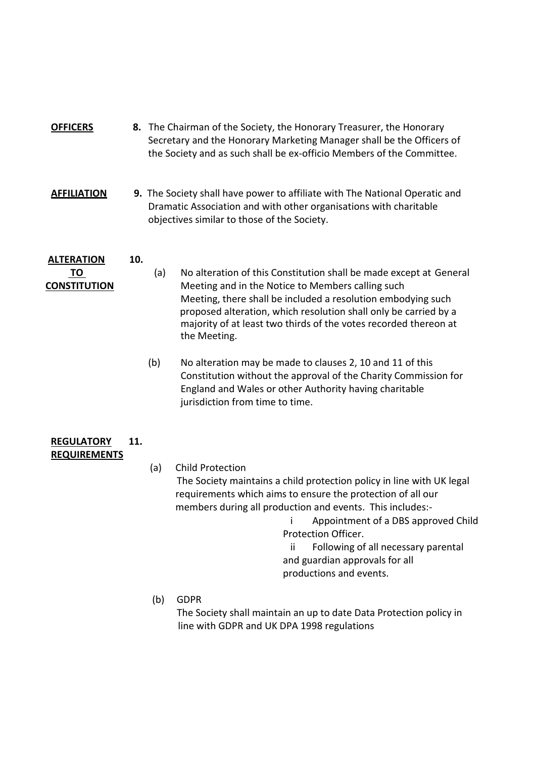**OFFICERS**

**8.** The Chairman of the Society, the Honorary Treasurer, the Honorary Secretary and the Honorary Marketing Manager shall be the Officers of the Society and as such shall be ex-officio Members of the Committee.

**AFFILIATION**

**9.** The Society shall have power to affiliate with The National Operatic and Dramatic Association and with other organisations with charitable objectives similar to those of the Society.

**ALTERATION TO CONSTITUTION**

**10.**

(a) No alteration of this Constitution shall be made except at General Meeting and in the Notice to Members calling such Meeting, there shall be included a resolution embodying such proposed alteration, which resolution shall only be carried by a majority of at least two thirds of the votes recorded thereon at the Meeting.

(b) No alteration may be made to clauses 2, 10 and 11 of this Constitution without the approval of the Charity Commission for England and Wales or other Authority having charitable jurisdiction from time to time.

**REGULATORY REQUIREMENTS**

**11.**

(a) Child Protection
The Society maintains a child protection policy in line with UK legal requirements which aims to ensure the protection of all our members during all production and events. This includes:-

i Appointment of a DBS approved Child Protection Officer.

ii Following of all necessary parental and guardian approvals for all productions and events.

(b) GDPR
The Society shall maintain an up to date Data Protection policy in line with GDPR and UK DPA 1998 regulations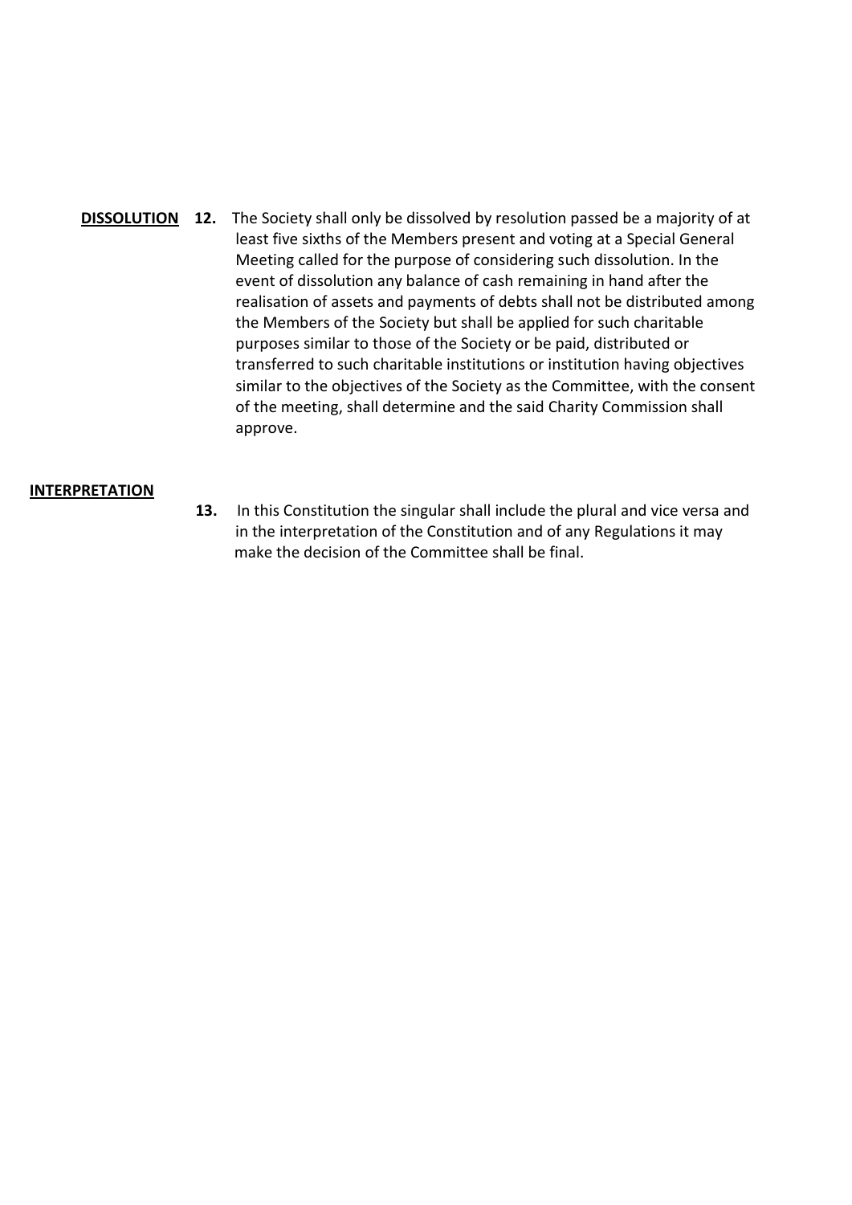**DISSOLUTION** **12.** The Society shall only be dissolved by resolution passed be a majority of at least five sixths of the Members present and voting at a Special General Meeting called for the purpose of considering such dissolution. In the event of dissolution any balance of cash remaining in hand after the realisation of assets and payments of debts shall not be distributed among the Members of the Society but shall be applied for such charitable purposes similar to those of the Society or be paid, distributed or transferred to such charitable institutions or institution having objectives similar to the objectives of the Society as the Committee, with the consent of the meeting, shall determine and the said Charity Commission shall approve.

**INTERPRETATION**

**13.** In this Constitution the singular shall include the plural and vice versa and in the interpretation of the Constitution and of any Regulations it may make the decision of the Committee shall be final.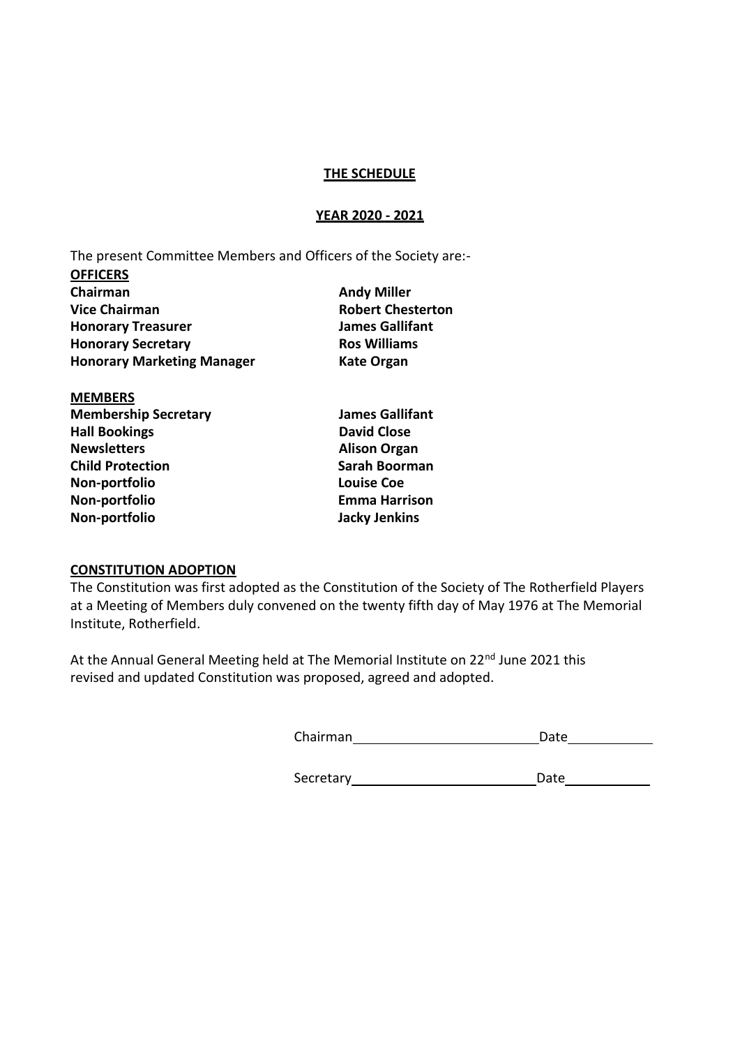## THE SCHEDULE

## YEAR 2020 - 2021

The present Committee Members and Officers of the Society are:-

**OFFICERS**

| | |
|---|---|
| **Chairman** | **Andy Miller** |
| **Vice Chairman** | **Robert Chesterton** |
| **Honorary Treasurer** | **James Gallifant** |
| **Honorary Secretary** | **Ros Williams** |
| **Honorary Marketing Manager** | **Kate Organ** |

**MEMBERS**

| | |
|---|---|
| **Membership Secretary** | **James Gallifant** |
| **Hall Bookings** | **David Close** |
| **Newsletters** | **Alison Organ** |
| **Child Protection** | **Sarah Boorman** |
| **Non-portfolio** | **Louise Coe** |
| **Non-portfolio** | **Emma Harrison** |
| **Non-portfolio** | **Jacky Jenkins** |

**CONSTITUTION ADOPTION**

The Constitution was first adopted as the Constitution of the Society of The Rotherfield Players at a Meeting of Members duly convened on the twenty fifth day of May 1976 at The Memorial Institute, Rotherfield.

At the Annual General Meeting held at The Memorial Institute on 22nd June 2021 this revised and updated Constitution was proposed, agreed and adopted.

Chairman ________________________ Date __________

Secretary ________________________ Date __________